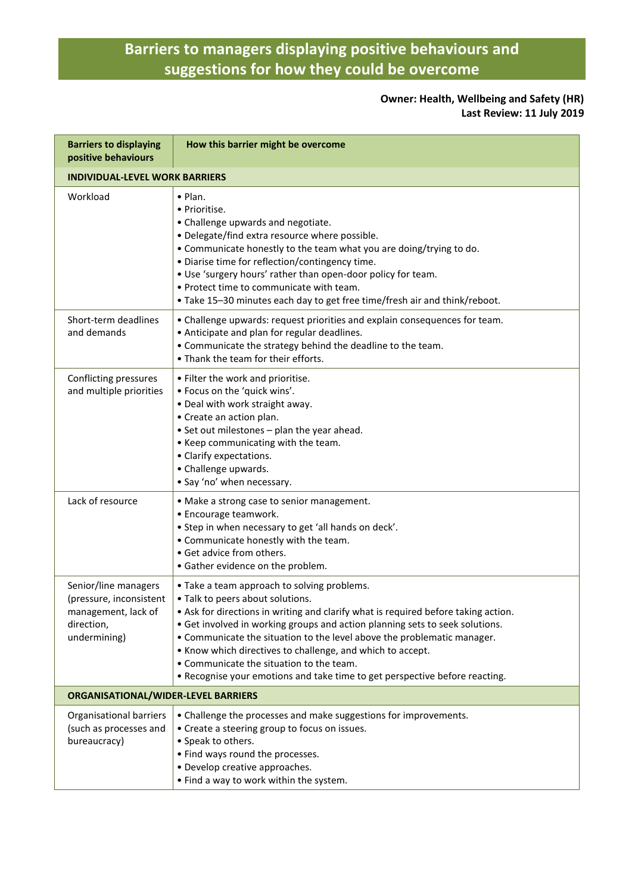# Barriers to managers displaying positive behaviours and suggestions for how they could be overcome

**Owner: Health, Wellbeing and Safety (HR)**
**Last Review: 11 July 2019**

| Barriers to displaying positive behaviours | How this barrier might be overcome |
|---|---|
| **INDIVIDUAL-LEVEL WORK BARRIERS** | |
| Workload | • Plan.<br>• Prioritise.<br>• Challenge upwards and negotiate.<br>• Delegate/find extra resource where possible.<br>• Communicate honestly to the team what you are doing/trying to do.<br>• Diarise time for reflection/contingency time.<br>• Use 'surgery hours' rather than open-door policy for team.<br>• Protect time to communicate with team.<br>• Take 15–30 minutes each day to get free time/fresh air and think/reboot. |
| Short-term deadlines and demands | • Challenge upwards: request priorities and explain consequences for team.<br>• Anticipate and plan for regular deadlines.<br>• Communicate the strategy behind the deadline to the team.<br>• Thank the team for their efforts. |
| Conflicting pressures and multiple priorities | • Filter the work and prioritise.<br>• Focus on the 'quick wins'.<br>• Deal with work straight away.<br>• Create an action plan.<br>• Set out milestones – plan the year ahead.<br>• Keep communicating with the team.<br>• Clarify expectations.<br>• Challenge upwards.<br>• Say 'no' when necessary. |
| Lack of resource | • Make a strong case to senior management.<br>• Encourage teamwork.<br>• Step in when necessary to get 'all hands on deck'.<br>• Communicate honestly with the team.<br>• Get advice from others.<br>• Gather evidence on the problem. |
| Senior/line managers (pressure, inconsistent management, lack of direction, undermining) | • Take a team approach to solving problems.<br>• Talk to peers about solutions.<br>• Ask for directions in writing and clarify what is required before taking action.<br>• Get involved in working groups and action planning sets to seek solutions.<br>• Communicate the situation to the level above the problematic manager.<br>• Know which directives to challenge, and which to accept.<br>• Communicate the situation to the team.<br>• Recognise your emotions and take time to get perspective before reacting. |
| **ORGANISATIONAL/WIDER-LEVEL BARRIERS** | |
| Organisational barriers (such as processes and bureaucracy) | • Challenge the processes and make suggestions for improvements.<br>• Create a steering group to focus on issues.<br>• Speak to others.<br>• Find ways round the processes.<br>• Develop creative approaches.<br>• Find a way to work within the system. |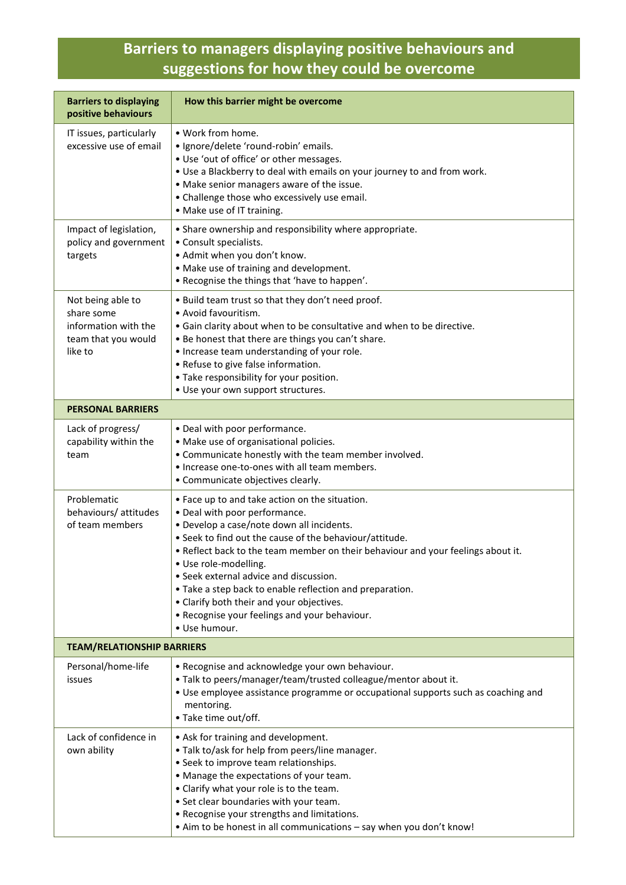# Barriers to managers displaying positive behaviours and suggestions for how they could be overcome

| Barriers to displaying positive behaviours | How this barrier might be overcome |
| --- | --- |
| IT issues, particularly excessive use of email | • Work from home.<br>• Ignore/delete 'round-robin' emails.<br>• Use 'out of office' or other messages.<br>• Use a Blackberry to deal with emails on your journey to and from work.<br>• Make senior managers aware of the issue.<br>• Challenge those who excessively use email.<br>• Make use of IT training. |
| Impact of legislation, policy and government targets | • Share ownership and responsibility where appropriate.<br>• Consult specialists.<br>• Admit when you don't know.<br>• Make use of training and development.<br>• Recognise the things that 'have to happen'. |
| Not being able to share some information with the team that you would like to | • Build team trust so that they don't need proof.<br>• Avoid favouritism.<br>• Gain clarity about when to be consultative and when to be directive.<br>• Be honest that there are things you can't share.<br>• Increase team understanding of your role.<br>• Refuse to give false information.<br>• Take responsibility for your position.<br>• Use your own support structures. |
| **PERSONAL BARRIERS** | |
| Lack of progress/ capability within the team | • Deal with poor performance.<br>• Make use of organisational policies.<br>• Communicate honestly with the team member involved.<br>• Increase one-to-ones with all team members.<br>• Communicate objectives clearly. |
| Problematic behaviours/ attitudes of team members | • Face up to and take action on the situation.<br>• Deal with poor performance.<br>• Develop a case/note down all incidents.<br>• Seek to find out the cause of the behaviour/attitude.<br>• Reflect back to the team member on their behaviour and your feelings about it.<br>• Use role-modelling.<br>• Seek external advice and discussion.<br>• Take a step back to enable reflection and preparation.<br>• Clarify both their and your objectives.<br>• Recognise your feelings and your behaviour.<br>• Use humour. |
| **TEAM/RELATIONSHIP BARRIERS** | |
| Personal/home-life issues | • Recognise and acknowledge your own behaviour.<br>• Talk to peers/manager/team/trusted colleague/mentor about it.<br>• Use employee assistance programme or occupational supports such as coaching and mentoring.<br>• Take time out/off. |
| Lack of confidence in own ability | • Ask for training and development.<br>• Talk to/ask for help from peers/line manager.<br>• Seek to improve team relationships.<br>• Manage the expectations of your team.<br>• Clarify what your role is to the team.<br>• Set clear boundaries with your team.<br>• Recognise your strengths and limitations.<br>• Aim to be honest in all communications – say when you don't know! |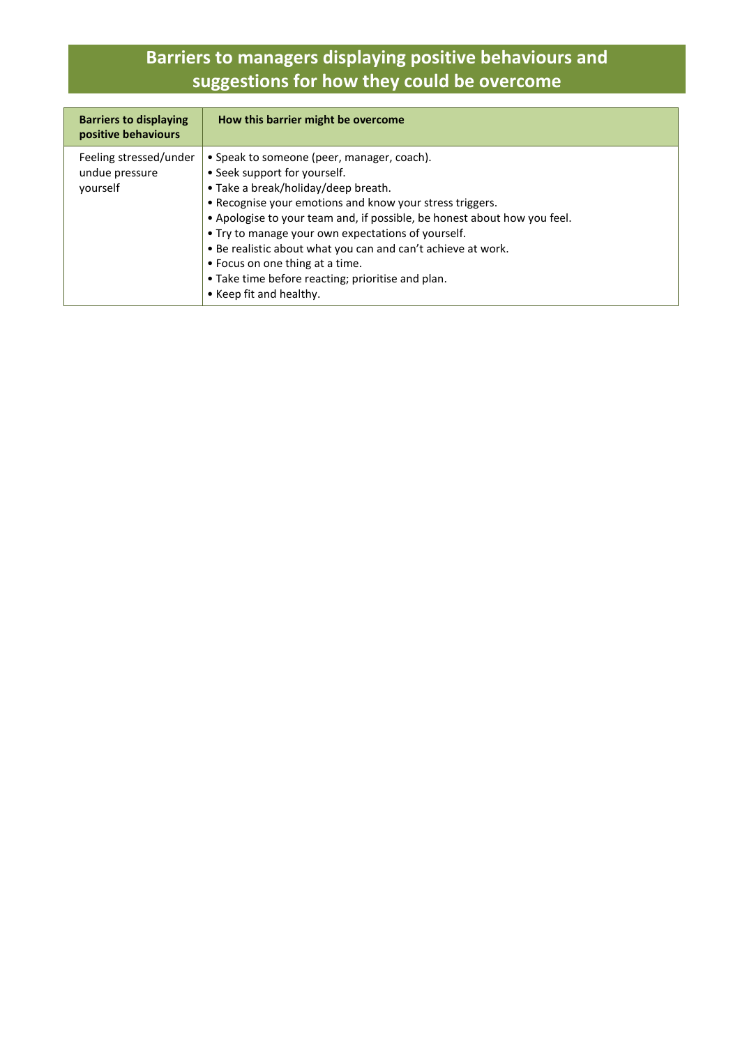# Barriers to managers displaying positive behaviours and suggestions for how they could be overcome

| Barriers to displaying positive behaviours | How this barrier might be overcome |
|---|---|
| Feeling stressed/under undue pressure yourself | • Speak to someone (peer, manager, coach).<br>• Seek support for yourself.<br>• Take a break/holiday/deep breath.<br>• Recognise your emotions and know your stress triggers.<br>• Apologise to your team and, if possible, be honest about how you feel.<br>• Try to manage your own expectations of yourself.<br>• Be realistic about what you can and can't achieve at work.<br>• Focus on one thing at a time.<br>• Take time before reacting; prioritise and plan.<br>• Keep fit and healthy. |